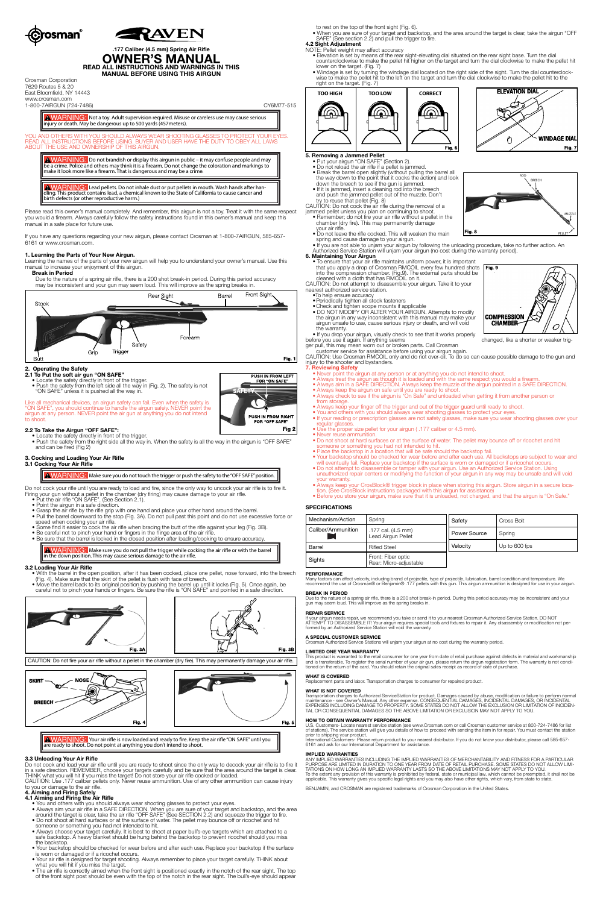Crosman® RAVEN

.177 Caliber (4.5 mm) Spring Air Rifle

# OWNER'S MANUAL

**READ ALL INSTRUCTIONS AND WARNINGS IN THIS MANUAL BEFORE USING THIS AIRGUN**

Crosman Corporation
7629 Routes 5 & 20
East Bloomfield, NY 14443
www.crosman.com
1-800-7AIRGUN (724-7486)

CY6M77-515

**WARNING:** Not a toy. Adult supervision required. Misuse or careless use may cause serious injury or death. May be dangerous up to 500 yards (457meters).

YOU AND OTHERS WITH YOU SHOULD ALWAYS WEAR SHOOTING GLASSES TO PROTECT YOUR EYES. READ ALL INSTRUCTIONS BEFORE USING. BUYER AND USER HAVE THE DUTY TO OBEY ALL LAWS ABOUT THE USE AND OWNERSHIP OF THIS AIRGUN.

**WARNING:** Do not brandish or display this airgun in public – it may confuse people and may be a crime. Police and others may think it is a firearm. Do not change the coloration and markings to make it look more like a firearm. That is dangerous and may be a crime.

**WARNING:** Lead pellets. Do not inhale dust or put pellets in mouth. Wash hands after handling. This product contains lead, a chemical known to the State of California to cause cancer and birth defects (or other reproductive harm.)

Please read this owner's manual completely. And remember, this airgun is not a toy. Treat it with the same respect you would a firearm. Always carefully follow the safety instructions found in this owner's manual and keep this manual in a safe place for future use.

If you have any questions regarding your new airgun, please contact Crosman at 1-800-7AIRGUN, 585-657-6161 or www.crosman.com.

## 1. Learning the Parts of Your New Airgun.

Learning the names of the parts of your new airgun will help you to understand your owner's manual. Use this manual to increase your enjoyment of this airgun.

**Break in Period**

Due to the nature of a spring air rifle, there is a 200 shot break-in period. During this period accuracy may be inconsistent and your gun may seem loud. This will improve as the spring breaks in.

Stock, Rear Sight, Barrel, Front Sight, Forearm, Safety, Grip, Trigger, Butt

Fig. 1

## 2. Operating the Safety

### 2.1 To Put the soft air gun "ON SAFE"

- Locate the safety directly in front of the trigger.
- Push the safety from the left side all the way in (Fig. 2). The safety is not "ON SAFE" unless it is pushed all the way in.

PUSH IN FROM LEFT FOR "ON SAFE"
SAFETY
PUSH IN FROM RIGHT FOR "OFF SAFE"
Fig 2

Like all mechanical devices, an airgun safety can fail. Even when the safety is "ON SAFE", you should continue to handle the airgun safely. NEVER point the airgun at any person. NEVER point the air gun at anything you do not intend to shoot.

### 2.2 To Take the Airgun "OFF SAFE":

- Locate the safety directly in front of the trigger.
- Push the safety from the right side all the way in. When the safety is all the way in the airgun is "OFF SAFE" and can be fired (Fig 2)

## 3. Cocking and Loading Your Air Rifle

### 3.1 Cocking Your Air Rifle

**WARNING:** Make sure you do not touch the trigger or push the safety to the "OFF SAFE" position.

Do not cock your rifle until you are ready to load and fire, since the only way to uncock your air rifle is to fire it. Firing your gun without a pellet in the chamber (dry firing) may cause damage to your air rifle.

- Put the air rifle "ON SAFE". (See Section 2.1).
- Point the airgun in a safe direction.
- Grasp the air rifle by the rifle grip with one hand and place your other hand around the barrel.
- Pull the barrel downward to the stop (Fig. 3A). Do not pull past this point and do not use excessive force or speed when cocking your air rifle.
- Some find it easier to cock the air rifle when bracing the butt of the rifle against your leg (Fig. 3B).
- Be careful not to pinch your hand or fingers in the hinge area of the air rifle.
- Be sure that the barrel is locked in the closed position after loading/cocking to ensure accuracy.

**WARNING:** Make sure you do not pull the trigger while cocking the air rifle or with the barrel in the down position. This may cause serious damage to the air rifle.

### 3.2 Loading Your Air Rifle

- With the barrel in the open position, after it has been cocked, place one pellet, nose forward, into the breech (Fig. 4). Make sure that the skirt of the pellet is flush with face of breech.
- Move the barrel back to its original position by pushing the barrel up until it locks (Fig. 5). Once again, be careful not to pinch your hands or fingers. Be sure the rifle is "ON SAFE" and pointed in a safe direction.

Fig. 3A

Fig. 3B

CAUTION: Do not fire your air rifle without a pellet in the chamber (dry fire). This may permanently damage your air rifle.

SKIRT, NOSE, BREECH

Fig. 4

Fig. 5

**WARNING:** Your air rifle is now loaded and ready to fire. Keep the air rifle "ON SAFE" until you are ready to shoot. Do not point at anything you don't intend to shoot.

### 3.3 Unloading Your Air Rifle

Do not cock and load your air rifle until you are ready to shoot since the only way to decock your air rifle is to fire it in a safe direction. REMEMBER, choose your targets carefully and be sure that the area around the target is clear. THINK what you will hit if you miss the target! Do not store your air rifle cocked or loaded.

CAUTION: Use .177 caliber pellets only. Never reuse ammunition. Use of any other ammunition can cause injury to you or damage to the air rifle.

## 4. Aiming and Firing the Air Rifle

### 4.1 Aiming and Firing Safely

- You and others with you should always wear shooting glasses to protect your eyes.
- Always aim your air rifle in a SAFE DIRECTION. When you are sure of your target and backstop, and the area around the target is clear, take the air rifle "OFF SAFE" (See SECTION 2.2) and squeeze the trigger to fire.
- Do not shoot at hard surfaces or at the surface of water. The pellet may bounce off or ricochet and hit someone or something you had not intended to hit.
- Always choose your target carefully. It is best to shoot at paper bull's-eye targets which are attached to a safe backstop. A heavy blanket should be hung behind the backstop to prevent ricochet should you miss the backstop.
- Your backstop should be checked for wear before and after each use. Replace your backstop if the surface is worn or damaged or if a ricochet occurs.
- Your air rifle is designed for target shooting. Always remember to place your target carefully. THINK about what you will hit if you miss the target.
- The air rifle is correctly aimed when the front sight is positioned exactly in the notch of the rear sight. The top of the front sight post should be even with the top of the notch in the rear sight. The bull's-eye should appear to rest on the top of the front sight (Fig. 6).
- When you are sure of your target and backstop, and the area around the target is clear, take the airgun "OFF SAFE" (See section 2.2) and pull the trigger to fire.

### 4.2 Sight Adjustment

NOTE: Pellet weight may affect accuracy

- Elevation is set by means of the rear sight-elevating dial situated on the rear sight base. Turn the dial counterclockwise to make the pellet hit higher on the target and turn the dial clockwise to make the pellet hit lower on the target. (Fig. 7)
- Windage is set by turning the windage dial located on the right side of the sight. Turn the dial counterclockwise to make the pellet hit to the left on the target and turn the dial clockwise to make the pellet hit to the right on the target. (Fig. 7)

TOO HIGH | TOO LOW | CORRECT

Fig. 6

ELEVATION DIAL, WINDAGE DIAL

Fig. 7

## 5. Removing a Jammed Pellet

- Put your airgun "ON SAFE" (Section 2).
- Do not reload the air rifle if a pellet is jammed.
- Break the barrel open slightly (without pulling the barrel all the way down to the point that it cocks the action) and look down the breech to see if the gun is jammed.
- If it is jammed, insert a cleaning rod into the breech and push the jammed pellet out of the muzzle. Don't try to reuse that pellet (Fig. 8)

CAUTION: Do not cock the air rifle during the removal of a jammed pellet unless you plan on continuing to shoot.

- Remember; do not fire your air rifle without a pellet in the chamber (dry fire). This may permanently damage your air rifle.
- Do not leave the rifle cocked. This will weaken the main spring and cause damage to your airgun.

ROD, BREECH, MUZZLE, PELLET

Fig. 8

- If you are not able to unjam your airgun by following the unloading procedure, take no further action. An Authorized Service Station will unjam your airgun (no cost during the warranty period).

## 6. Maintaining Your Airgun

- To ensure that your air rifle maintains uniform power, it is important that you apply a drop of Crosman RMCOIL every few hundred shots into the compression chamber. (Fig.9). The external parts should be cleaned with a cloth that has RMCOIL on it.

CAUTION: Do not attempt to disassemble your airgun. Take it to your nearest authorized service station.

- To help ensure accuracy
- Periodically tighten all stock fasteners
- Check and tighten scope mounts if applicable
- DO NOT MODIFY OR ALTER YOUR AIRGUN. Attempts to modify the airgun in any way inconsistent with this manual may make your airgun unsafe to use, cause serious injury or death, and will void the warranty.
- If you drop your airgun, visually check to see that it works properly before you use it again. If anything seems changed, like a shorter or weaker trigger pull, this may mean worn out or broken parts. Call Crosman customer service for assistance before using your airgun again.

Fig. 9
COMPRESSION CHAMBER

CAUTION: Use Crosman RMCOIL only and do not over-oil. To do so can cause possible damage to the gun and injury to the shooter and bystanders.

## 7. Reviewing Safety

- Never point the airgun at any person or at anything you do not intend to shoot.
- Always treat the airgun as though it is loaded and with the same respect you would a firearm.
- Always aim in a SAFE DIRECTION. Always keep the muzzle of the airgun pointed in a SAFE DIRECTION.
- Always keep the airgun on safe until you are ready to shoot.
- Always check to see if the airgun is "On Safe" and unloaded when getting it from another person or from storage.
- Always keep your finger off the trigger and out of the trigger guard until ready to shoot.
- You and others with you should always wear shooting glasses to protect your eyes.
- If your reading or prescription glasses are not safety glasses, make sure you wear shooting glasses over your regular glasses.
- Use the proper size pellet for your airgun ( .177 caliber or 4.5 mm).
- Never reuse ammunition.
- Do not shoot at hard surfaces or at the surface of water. The pellet may bounce off or ricochet and hit someone or something you had not intended to hit.
- Place the backstop in a location that will be safe should the backstop fail.
- Your backstop should be checked for wear before and after each use. All backstops are subject to wear and will eventually fail. Replace your backstop if the surface is worn or damaged or if a ricochet occurs.
- Do not attempt to disassemble or tamper with your airgun. Use an Authorized Service Station. Using unauthorized repair centers or modifying the function of your airgun in any way may be unsafe and will void your warranty.
- Always keep your CrosBlock® trigger block in place when storing this airgun. Store airgun in a secure location. (See CrosBlock instructions packaged with this airgun for assistance)
- Before you store your airgun, make sure that it is unloaded, not charged, and that the airgun is "On Safe."

## SPECIFICATIONS

| Mechanism/Action | Spring |
|---|---|
| Caliber/Ammunition | .177 cal. (4.5 mm) Lead Airgun Pellet |
| Barrel | Rifled Steel |
| Sights | Front: Fiber optic Rear: Micro-adjustable |

| Safety | Cross Bolt |
|---|---|
| Power Source | Spring |
| Velocity | Up to 600 fps |

**PERFORMANCE**

Many factors can affect velocity, including brand of projectile, type of projectile, lubrication, barrel condition and temperature. We recommend the use of Crosman® or Benjamin® .177 pellets with this gun. This airgun ammunition is designed for use in your airgun.

**BREAK IN PERIOD**

Due to the nature of a spring air rifle, there is a 200 shot break-in period. During this period accuracy may be inconsistent and your gun may seem loud. This will improve as the spring breaks in.

**REPAIR SERVICE**

If your airgun needs repair, we recommend you take or send it to your nearest Crosman Authorized Service Station. DO NOT ATTEMPT TO DISASSEMBLE IT! Your airgun requires special tools and fixtures to repair it. Any disassembly or modification not performed by an Authorized Service Station will void the warranty.

**A SPECIAL CUSTOMER SERVICE**

Crosman Authorized Service Stations will unjam your airgun at no cost during the warranty period.

**LIMITED ONE YEAR WARRANTY**

This product is warranted to the retail consumer for one year from date of retail purchase against defects in material and workmanship and is transferable. To register the serial number of your air gun, please return the airgun registration form. The warranty is not conditioned on the return of the card. You should retain the original sales receipt as record of date of purchase.

**WHAT IS COVERED**

Replacement parts and labor. Transportation charges to consumer for repaired product.

**WHAT IS NOT COVERED**

Transportation charges to Authorized ServiceStation for product. Damages caused by abuse, modification or failure to perform normal maintenance - see Owner's Manual. Any other expense. CONSEQUENTIAL DAMAGES, INCIDENTAL DAMAGES, OR INCIDENTAL EXPENSES INCLUDING DAMAGE TO PROPERTY. SOME STATES DO NOT ALLOW THE EXCLUSION OR LIMITATION OF INCIDENTAL OR CONSEQUENTIAL DAMAGES SO THE ABOVE LIMITATION OR EXCLUSION MAY NOT APPLY TO YOU.

**HOW TO OBTAIN WARRANTY PERFORMANCE**

U.S. Customers- Locate nearest service station (see www.Crosman.com or call Crosman customer service at 800-724-7486 for list of stations). The service station will give you details of how to proceed with sending the item in for repair. You must contact the station prior to shipping your product.

International Customers- Please return product to your nearest distributor. If you do not know your distributor, please call 585-657-6161 and ask for our International Department for assistance.

**IMPLIED WARRANTIES**

ANY IMPLIED WARRANTIES INCLUDING THE IMPLIED WARRANTIES OF MERCHANTABILITY AND FITNESS FOR A PARTICULAR PURPOSE ARE LIMITED IN DURATION TO ONE YEAR FROM DATE OF RETAIL PURCHASE. SOME STATES DO NOT ALLOW LIMITATIONS ON HOW LONG AN IMPLIED WARRANTY LASTS SO THE ABOVE LIMITATIONS MAY NOT APPLY TO YOU.

To the extent any provision of this warranty is prohibited by federal, state or municipal law, which cannot be preempted, it shall not be applicable. This warranty gives you specific legal rights and you may also have other rights, which vary, from state to state.

BENJAMIN, and CROSMAN are registered trademarks of Crosman Corporation in the United States.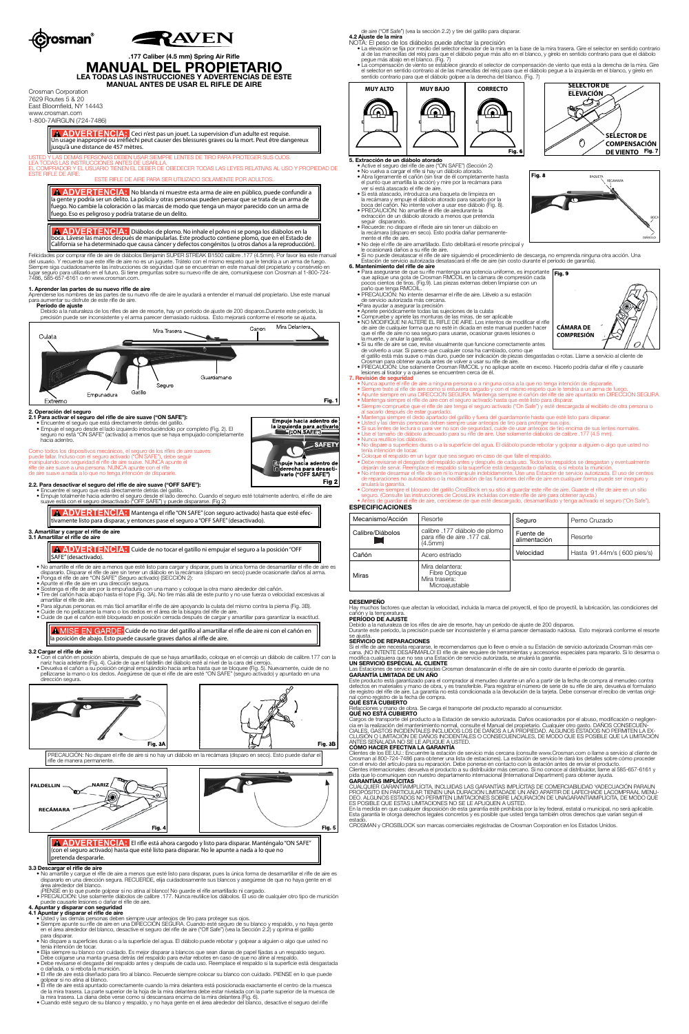Crosman RAVEN

.177 Caliber (4.5 mm) Spring Air Rifle

# MANUAL DEL PROPIETARIO

## LEA TODAS LAS INSTRUCCIONES Y ADVERTENCIAS DE ESTE MANUAL ANTES DE USAR EL RIFLE DE AIRE

Crosman Corporation
7629 Routes 5 & 20
East Bloomfield, NY 14443
www.crosman.com
1-800-7AIRGUN (724-7486)

**⚠ ADVERTENCIA:** Ceci n'est pas un jouet. La supervision d'un adulte est requise. Un usage inapproprié ou irréfléchi peut causer des blessures graves ou la mort. Peut être dangereux jusqu'à une distance de 457 mètres.

USTED Y LAS DEMÁS PERSONAS DEBEN USAR SIEMPRE LENTES DE TIRO PARA PROTEGER SUS OJOS.
LEA TODAS LAS INSTRUCCIONES ANTES DE USARLLA.
EL COMPRADOR Y EL USUARIO TIENEN EL DEBER DE OBEDECER TODAS LAS LEYES RELATIVAS AL USO Y PROPIEDAD DE ESTE RIFLE DE AIRE.
ESTE RIFLE DE AIRE PARA SER UTILIZADO SOLAMENTE POR ADULTOS.

**⚠ ADVERTENCIA:** No blanda ni muestre esta arma de aire en público, puede confundir a la gente y podría ser un delito. La policía y otras personas pueden pensar que se trata de un arma de fuego. No cambie la coloración o las marcas de modo que tenga un mayor parecido con un arma de fuego. Eso es peligroso y podría tratarse de un delito.

**⚠ ADVERTENCIA:** Diábolos de plomo. No inhale el polvo ni se ponga los diábolos en la boca. Lávese las manos después de manipularlas. Este producto contiene plomo, que en el Estado de California se ha determinado que causa cáncer y defectos congénitos (u otros daños a la reproducción).

Felicidades por comprar rifle de aire de diábolos Benjamin SUPER STREAK B1500 calibre .177 (4.5mm). Por favor lea este manual del usuario. Y recuerde que este rifle de aire no es un juguete. Trátelo con el mismo respeto que le tendría a un arma de fuego. Siempre siga cuidadosamente las instrucciones de seguridad que se encuentran en este manual del propietario y consérvelo en lugar seguro para utilizarlo en el futuro. Si tiene preguntas sobre su nuevo rifle de aire, comuníquese con Crosman al 1-800-724-7486, 585-657-6161 o en www.crosman.com.

### 1. Aprender las partes de su nuevo rifle de aire

Aprenderse los nombres de las partes de su nuevo rifle de aire le ayudará a entender el manual del propietario. Use este manual para aumentar su disfrute de este rifle de aire.

**Período de ajuste**

Debido a la naturaleza de los rifles de aire de resorte, hay un período de ajuste de 200 disparos.Durante este período, la precisión puede ser inconsistente y el arma parecer demasiado ruidosa. Esto mejorará conforme el resorte se ajusta.

Culata, Mira Trasera, Cañon, Mira Delantera, Seguro, Guardamano, Empunadura, Gatillo, Extremo

Fig. 1

### 2. Operación del seguro

**2.1 Para activar el seguro del rifle de aire suave ("ON SAFE"):**

- Encuentre el seguro que está directamente detrás del gatillo.
- Empuje el seguro desde el lado izquierdo introduciéndolo por completo (Fig. 2). El seguro no está "ON SAFE" (activado) a menos que se haya empujado completamente hacia adentro.

Como todos los dispositivos mecánicos, el seguro de los rifles de aire suaves puede fallar. Incluso con el seguro activado ("ON SAFE"), debe seguir manipulando con seguridad el rifle de aire suave. NUNCA apunte el rifle de aire suave a una persona. NUNCA apunte con el rifle de aire suave a nada a lo que no tenga intención de dispararle.

Empuje hacia adentro de la izquierda para activarlo ("ON SAFE")
SAFETY
Empuje hacia adentro de la derecha para desactivarlo ("OFF SAFE")

Fig 2

**2.2. Para desactivar el seguro del rifle de aire suave ("OFF SAFE"):**

- Encuentre el seguro que está directamente detrás del gatillo.
- Empuje totalmente hacia adentro el seguro desde el lado derecho. Cuando el seguro esté totalmente adentro, el rifle de aire suave está con el seguro desactivado ("OFF SAFE") y puede dispararse. (Fig 2)

**⚠ ADVERTENCIA:** Mantenga el rifle "ON SAFE" (con seguro activado) hasta que esté efectivamente listo para disparar, y entonces pase el seguro a "OFF SAFE" (desactivado).

### 3. Amartillar y cargar el rifle de aire

**3.1 Amartillar el rifle de aire**

**⚠ ADVERTENCIA:** Cuide de no tocar el gatillo ni empujar el seguro a la posición "OFF SAFE" (desactivado).

- No amartille el rifle de aire a menos que esté listo para cargar y disparar, pues la única forma de desamartillar el rifle es disparándolo. Disparar el rifle de aire sin tener un diábolo en la recámara (disparo en seco) puede ocasionarle daños al arma.
- Ponga el rifle de aire "ON SAFE" (Seguro activado) (SECCIÓN 2).
- Apunte el rifle de aire en una dirección segura.
- Sostenga el rifle de aire por la empuñadura con una mano y coloque la otra mano alrededor del cañón.
- Tire del cañón hacia abajo hasta el tope (Fig. 3A). No tire más allá de este punto y no use fuerza o velocidad excesivas al amartillar el rifle de aire.
- Para algunas personas es más fácil amartillar el rifle de aire apoyando la culata del mismo contra la pierna (Fig. 3B).
- Cuide de no pellizcarse la mano o los dedos en el área de la bisagra del rifle de aire.
- Cuide de que el cañón esté bloqueado en posición cerrada después de cargar y amartillar para garantizar la exactitud.

**⚠ MISE EN GARDE:** Cuide de no tirar del gatillo al amartillar el rifle de aire ni con el cañón en la posición de abajo. Esto puede causarle graves daños al rifle de aire.

**3.2 Cargar el rifle de aire**

- Con el cañón en posición abierta, después de que se haya amartillado, coloque en el cerrojo un diábolo de calibre.177 con la nariz hacia adelante (Fig. 4). Cuide de que el faldellín del diábolo esté al nivel de la cara del cerrojo.
- Devuelva el cañón a su posición original empujándolo hacia arriba hasta que se bloquee (Fig. 5). Nuevamente, cuide de no pellizcarse la mano o los dedos. Asegúrese de que el rifle de aire esté "ON SAFE" (seguro activado) y apuntando en una dirección segura.

Fig. 3A

Fig. 3B

PRECAUCIÓN: No dispare el rifle de aire si no hay un diábolo en la recámara (disparo en seco). Esto puede dañar el rifle de manera permanente.

FALDELLIN, NARIZ, RECÁMARA

Fig. 4

Fig. 5

**⚠ ADVERTENCIA:** El rifle está ahora cargado y listo para disparar. Manténgalo "ON SAFE" (con el seguro activado) hasta que esté listo para disparar. No le apunte a nada a lo que no pretenda desparale.

**3.3 Descargar el rifle de aire**

- No amartille y cargue el rifle de aire a menos que esté listo para disparar, pues la única forma de desamartillar el rifle de aire es dispararlo en una dirección segura. RECUERDE, elija cuidadosamente sus blancos y asegúrese de que no haya gente en el área alrededor del blanco.

¡PIENSE en lo que puede golpear si no atina al blanco! No guarde el rifle amartillado ni cargado.

- PRECAUCIÓN: Use solamente diábolos de calibre .177. Nunca reutilice los diábolos. El uso de cualquier otro tipo de munición puede causarle lesiones o dañar el rifle de aire.

### 4. Apuntar y disparar con seguridad

**4.1 Apuntar y disparar el rifle de aire**

- Usted y las demás personas deben siempre usar anteojos de tiro para proteger sus ojos.
- Siempre apunte su rifle de aire en una DIRECCIÓN SEGURA. Cuando esté seguro de su blanco y respaldo, y no haya gente en el área alrededor del blanco, desactive el seguro del rifle de aire ("Off Safe") (vea la Sección 2.2) y oprima el gatillo para disparar.
- No dispare a superficies duras o a la superficie del agua. El diábolo puede rebotar y golpear a alguien o algo que usted no tenía intención de tocar.
- Elija siempre su blanco con cuidado. Es mejor disparar a blancos que sean dianas de papel fijadas a un respaldo seguro. Debe colgarse una manta gruesa detrás del respaldo para evitar rebotes en caso de que no atine al respaldo.
- Debe revisarse el desgaste del respaldo antes y después de cada uso. Reemplace el respaldo si la superficie está desgastada o dañada, o si rebota la munición.
- El rifle de aire está diseñado para tiro al blanco. Recuerde siempre colocar su blanco con cuidado. PIENSE en lo que puede golpear si no atina al blanco.
- El rifle de aire está apuntado correctamente cuando la mira delantera está posicionada exactamente el centro de la muesca de la mira trasera. La parte superior de la hoja de la mira delantera debe estar nivelada con la parte superior de la muesca de la mira trasera. La diana debe verse como si descansara encima de la mira delantera (Fig. 6).
- Cuando esté seguro de su blanco y respaldo, y no haya gente en el área alrededor del blanco, desactive el seguro del rifle de aire ("Off Safe") (vea la sección 2.2) y tire del gatillo para disparar.

**4.2 Ajuste de la mira**

NOTA: El peso de los diábolos puede afectar la precisión

- La elevación se fija por medio del selector elevador de la mira en la base de la mira trasera. Gire el selector en sentido contrario al de las manecillas del reloj para que el diábolo pegue más alto en el blanco, y gírelo en sentido contrario para que el diábolo pegue más abajo en el blanco. (Fig. 7)
- La compensación de viento se establece girando el selector de compensación de viento que está a la derecha de la mira. Gire el selector en sentido contrario al de las manecillas del reloj para que el diábolo pegue a la izquierda en el blanco, y gire el selector en sentido contrario para que el diábolo pegue a la derecha del blanco. (Fig. 7)

MUY ALTO, MUY BAJO, CORRECTO

Fig. 6

SELECTOR DE ELEVACIÓN, SELECTOR DE COMPENSACIÓN DE VIENTO

Fig. 7

### 5. Extracción de un diábolo atorado

- Active el seguro del rifle de aire ("ON SAFE") (Sección 2)
- No vuelva a cargar el rifle si hay un diábolo atorado.
- Abra ligeramente el cañón (sin tirar de él completamente hasta el punto que amartilla la acción) y mire por la recámara para ver si está atascado el rifle de aire.
- Si está atascado, introduzca una baqueta de limpieza en la recámara y empuje el diábolo atorado para sacarlo por la boca del cañón. No intente volver a usar ese diábolo (Fig. 8).
- PRECAUCIÓN: No amartille el rifle de aire durante la extracción de un diábolo atorado a menos que pretenda seguir disparando.
- Recuerde: no dispare el rifle de aire sin tener un diábolo en la recámara (disparo en seco). Esto podría dañar permanentemente el rifle de aire.
- No deje el rifle de aire amartillado. Esto debilitará el resorte principal y le ocasionará daños a su rifle de aire.
- Si no puede desatascar el rifle de aire siguiendo el procedimiento de descarga, no emprenda ninguna otra acción. Una Estación de servicio autorizada desatascará el rifle de aire (sin costo durante el período de garantía).

Fig. 8

BAQUETA, RECÁMARA, BOCA, DIÁBOLO

### 6. Mantenimiento del rifle de aire

- Para asegurarse de que su rifle mantenga una potencia uniforme, es importante que aplique una gota de Crosman RMCOIL en la cámara de compresión cada pocos cientos de tiros. (Fig.9). Las piezas externas deben limpiarse con un paño que tenga RMCOIL.
- PRECAUCIÓN: No intente desarmar el rifle de aire. Llévelo a su estación de servicio autorizada más cercana.
- Para ayudar a asegurar la precisión
- Apriete periódicamente todas las sujeciones de la culata
- Compruebe y apriete las monturas de las miras, de ser aplicable
- NO MODIFIQUE NI ALTERE EL RIFLE DE AIRE. Los intentos de modificar el rifle de aire de cualquier forma que no esté indicada en este manual pueden hacer que el rifle de aire no sea seguro para usarse, ocasionar graves lesiones o la muerte, y anular la garantía.
- Si su rifle de aire se cae, revise visualmente que funcione correctamente antes de volverlo a usar. Si parece que cualquier cosa ha cambiado, como que el gatillo está más suave o más duro, puede ser indicación de piezas desgastadas o rotas. Llame a servicio al cliente de Crosman para obtener ayuda antes de volver a usar su rifle de aire.
- PRECAUCIÓN: Use solamente Crosman RMCOIL y no aplique aceite en exceso. Hacerlo podría dañar el rifle y causarle lesiones al tirador y a quienes se encuentren cerca de él.

Fig. 9

CÁMARA DE COMPRESIÓN

### 7. Revisión de seguridad

- Nunca apunte el rifle de aire a ninguna persona o a ninguna cosa a la que no tenga intención de dispararle.
- Siempre trate al rifle de aire como si estuviera cargado y con el mismo respeto que le tendría a un arma de fuego.
- Apunte siempre en una DIRECCIÓN SEGURA. Mantenga siempre el cañón del rifle de aire apuntando en DIRECCIÓN SEGURA.
- Mantenga siempre el rifle de aire con el seguro activado hasta que esté listo para disparar.
- Siempre compruebe que el rifle de aire tenga el seguro activado ("On Safe") y esté descargada al recibirlo de otra persona o al sacarlo después de estar guardado.
- Mantenga siempre el dedo apartado del gatillo y fuera del guardamonte hasta que esté listo para disparar.
- Usted y las demás personas deben siempre usar anteojos de tiro para proteger sus ojos.
- Si sus lentes de lectura o para ver no son de seguridad, cuide de usar anteojos de tiro encima de sus lentes normales.
- Use el tamaño de diábolo adecuado para su rifle de aire. Use solamente diábolos de calibre .177 (4.5 mm).
- Nunca reutilice los diábolos.
- No dispare a superficies duras o a la superficie del agua. El diábolo puede rebotar y golpear a alguien o algo que usted no tenía intención de tocar.
- Coloque el respaldo en un lugar que sea seguro en caso de que falle el respaldo.
- Debe revisarse el desgaste del respaldo antes y después de cada uso. Todos los respaldos se desgastan y eventualmente dejarán de servir. Reemplace el respaldo si la superficie está desgastada o dañada, o si rebota la munición.
- No intente desarmar el rifle de aire ni lo manipule indebidamente. Use una Estación de servicio autorizada. El uso de centros de reparaciones no autorizados o la modificación de las funciones del rifle de aire en cualquier forma puede ser inseguro y anulará la garantía.
- Conserve siempre el bloqueo del gatillo CrosBlock en su sitio al guardar este rifle de aire. Guarde el rifle de aire en un sitio seguro. (Consulte las instrucciones de CrossLink incluidas con este rifle de aire para obtener ayuda.)
- Antes de guardar el rifle de aire, cerciórese de que esté descargado, desamartillado y tenga activado el seguro ("On Safe").

### ESPECIFICACIONES

| | | | |
|---|---|---|---|
| Mecanismo/Acción | Resorte | Seguro | Perno Cruzado |
| Calibre/Diábolos | calibre .177 diábolo de plomo para rifle de aire .177 cal. (4.5mm) | Fuente de alimentación | Resorte |
| Cañón | Acero estriado | Velocidad | Hasta 91.44m/s ( 600 pies/s) |
| Miras | Mira delantera: Fibre Optique Mira trasera: Microajustable | | |

**DESEMPEÑO**

Hay muchos factores que afectan la velocidad, incluida la marca del proyectil, el tipo de proyectil, la lubricación, las condiciones del cañón y la temperatura.

**PERÍODO DE AJUSTE**

Debido a la naturaleza de los rifles de aire de resorte, hay un período de ajuste de 200 disparos. Durante este período, la precisión puede ser inconsistente y el arma parecer demasiado ruidosa. Esto mejorará conforme el resorte se ajusta.

**SERVICIO DE REPARACIONES**

Si el rifle de aire necesita repararse, le recomendamos que lo lleve o envíe a su Estación de servicio autorizada Crosman más cercana. ¡NO INTENTE DESARMARLO! El rifle de aire requiere de herramientas y accesorios especiales para repararlo. Si lo desarma o modifica cualquiera que no sea una Estación de servicio autorizada, se anulará la garantía.

**UN SERVICIO ESPECIAL AL CLIENTE**

Las Estaciones de servicio autorizadas Crosman desatascarán el rifle de aire sin costo durante el período de garantía.

**GARANTÍA LIMITADA DE UN AÑO**

Este producto está garantizado para el comprador al menudeo durante un año a partir de la fecha de compra al menudeo contra defectos en materiales y mano de obra, y es transferible. Para registrar el número de serie de su rifle de aire, devuelva el formulario de registro del rifle de aire. La garantía no está condicionada a la devolución de la tarjeta. Debe conservar el recibo de ventas original como registro de la fecha de compra.

**QUÉ ESTÁ CUBIERTO**

Refacciones y mano de obra. Se carga el transporte del producto reparado al consumidor.

**QUÉ NO ESTÁ CUBIERTO**

Cargos de transporte del producto a la Estación de servicio autorizada. Daños ocasionados por el abuso, modificación o negligencia en la realización del mantenimiento normal, consulte el Manual del propietario. Cualquier otro gasto. DAÑOS CONSECUENCIALES, GASTOS INCIDENTALES INCLUIDOS LOS DE DAÑOS A LA PROPIEDAD. ALGUNOS ESTADOS NO PERMITEN LA EXCLUSIÓN O LIMITACIÓN DE DAÑOS INCIDENTALES O CONSECUENCIALES, DE MODO QUE ES POSIBLE QUE LA LIMITACIÓN ANTES SEÑALADA NO SE LE APLIQUE A USTED.

**CÓMO HACER EFECTIVA LA GARANTÍA**

Clientes de los EE.UU.: Encuentre la estación de servicio más cercana (consulte www.Crosman.com o llame a servicio al cliente de Crosman al 800-724-7486 para obtener una lista de estaciones). La estación de servicio le dará los detalles sobre cómo proceder con el envío del artículo para su reparación. Debe ponerse en contacto con la estación antes de enviar el producto.
Clientes internacionales: devuelva el producto a su distribuidor más cercano. Si no conoce al distribuidor, llame al 585-657-6161 y pida que lo comuniquen con nuestro departamento internacional (International Department) para obtener ayuda.

**GARANTÍAS IMPLÍCITAS**

CUALQUIER GARANTÍAIMPLÍCITA, INCLUIDAS LAS GARANTÍAS IMPLÍCITAS DE COMERCIABILIDAD YADECUACIÓN PARAUN PROPÓSITO EN PARTICULAR TIENEN UNA DURACIÓN LIMITADADE UN AÑO APARTIR DE LAFECHADE LACOMPRAAL MENUDEO. ALGUNOS ESTADOS NO PERMITEN LIMITACIONES SOBRE LADURACIÓN DE UNAGARANTÍAIMPLÍCITA, DE MODO QUE ES POSIBLE QUE ESTAS LIMITACIONES NO SE LE APLIQUEN A USTED.

En la medida en que cualquier disposición de esta garantía esté prohibida por la ley federal, estatal o municipal, no será aplicable. Esta garantía le otorga derechos legales concretos y es posible que usted tenga también otros derechos que varían según el estado.

CROSMAN y CROSBLOCK son marcas comerciales registradas de Crosman Corporation en los Estados Unidos.